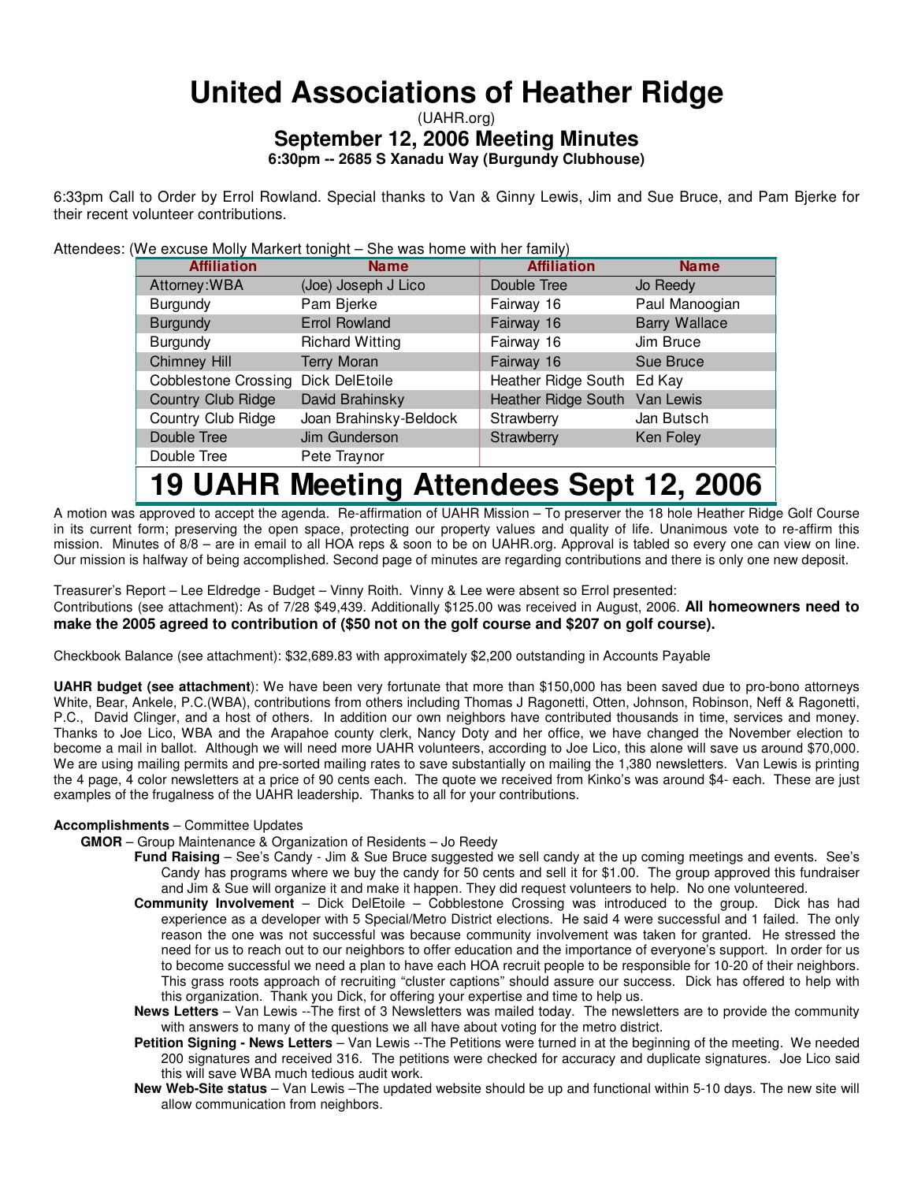# United Associations of Heather Ridge

(UAHR.org)

## September 12, 2006 Meeting Minutes

**6:30pm -- 2685 S Xanadu Way (Burgundy Clubhouse)**

6:33pm Call to Order by Errol Rowland. Special thanks to Van & Ginny Lewis, Jim and Sue Bruce, and Pam Bjerke for their recent volunteer contributions.

Attendees: (We excuse Molly Markert tonight – She was home with her family)

| Affiliation | Name | Affiliation | Name |
|---|---|---|---|
| Attorney:WBA | (Joe) Joseph J Lico | Double Tree | Jo Reedy |
| Burgundy | Pam Bjerke | Fairway 16 | Paul Manoogian |
| Burgundy | Errol Rowland | Fairway 16 | Barry Wallace |
| Burgundy | Richard Witting | Fairway 16 | Jim Bruce |
| Chimney Hill | Terry Moran | Fairway 16 | Sue Bruce |
| Cobblestone Crossing | Dick DelEtoile | Heather Ridge South | Ed Kay |
| Country Club Ridge | David Brahinsky | Heather Ridge South | Van Lewis |
| Country Club Ridge | Joan Brahinsky-Beldock | Strawberry | Jan Butsch |
| Double Tree | Jim Gunderson | Strawberry | Ken Foley |
| Double Tree | Pete Traynor | | |

**19 UAHR Meeting Attendees Sept 12, 2006**

A motion was approved to accept the agenda. Re-affirmation of UAHR Mission – To preserver the 18 hole Heather Ridge Golf Course in its current form; preserving the open space, protecting our property values and quality of life. Unanimous vote to re-affirm this mission. Minutes of 8/8 – are in email to all HOA reps & soon to be on UAHR.org. Approval is tabled so every one can view on line. Our mission is halfway of being accomplished. Second page of minutes are regarding contributions and there is only one new deposit.

Treasurer's Report – Lee Eldredge - Budget – Vinny Roith. Vinny & Lee were absent so Errol presented:
Contributions (see attachment): As of 7/28 $49,439. Additionally $125.00 was received in August, 2006. **All homeowners need to make the 2005 agreed to contribution of ($50 not on the golf course and $207 on golf course).**

Checkbook Balance (see attachment): $32,689.83 with approximately $2,200 outstanding in Accounts Payable

**UAHR budget (see attachment**): We have been very fortunate that more than $150,000 has been saved due to pro-bono attorneys White, Bear, Ankele, P.C.(WBA), contributions from others including Thomas J Ragonetti, Otten, Johnson, Robinson, Neff & Ragonetti, P.C., David Clinger, and a host of others. In addition our own neighbors have contributed thousands in time, services and money. Thanks to Joe Lico, WBA and the Arapahoe county clerk, Nancy Doty and her office, we have changed the November election to become a mail in ballot. Although we will need more UAHR volunteers, according to Joe Lico, this alone will save us around $70,000. We are using mailing permits and pre-sorted mailing rates to save substantially on mailing the 1,380 newsletters. Van Lewis is printing the 4 page, 4 color newsletters at a price of 90 cents each. The quote we received from Kinko's was around $4- each. These are just examples of the frugalness of the UAHR leadership. Thanks to all for your contributions.

**Accomplishments** – Committee Updates

- **GMOR** – Group Maintenance & Organization of Residents – Jo Reedy
  - **Fund Raising** – See's Candy - Jim & Sue Bruce suggested we sell candy at the up coming meetings and events. See's Candy has programs where we buy the candy for 50 cents and sell it for $1.00. The group approved this fundraiser and Jim & Sue will organize it and make it happen. They did request volunteers to help. No one volunteered.
  - **Community Involvement** – Dick DelEtoile – Cobblestone Crossing was introduced to the group. Dick has had experience as a developer with 5 Special/Metro District elections. He said 4 were successful and 1 failed. The only reason the one was not successful was because community involvement was taken for granted. He stressed the need for us to reach out to our neighbors to offer education and the importance of everyone's support. In order for us to become successful we need a plan to have each HOA recruit people to be responsible for 10-20 of their neighbors. This grass roots approach of recruiting "cluster captions" should assure our success. Dick has offered to help with this organization. Thank you Dick, for offering your expertise and time to help us.
  - **News Letters** – Van Lewis --The first of 3 Newsletters was mailed today. The newsletters are to provide the community with answers to many of the questions we all have about voting for the metro district.
  - **Petition Signing - News Letters** – Van Lewis --The Petitions were turned in at the beginning of the meeting. We needed 200 signatures and received 316. The petitions were checked for accuracy and duplicate signatures. Joe Lico said this will save WBA much tedious audit work.
  - **New Web-Site status** – Van Lewis –The updated website should be up and functional within 5-10 days. The new site will allow communication from neighbors.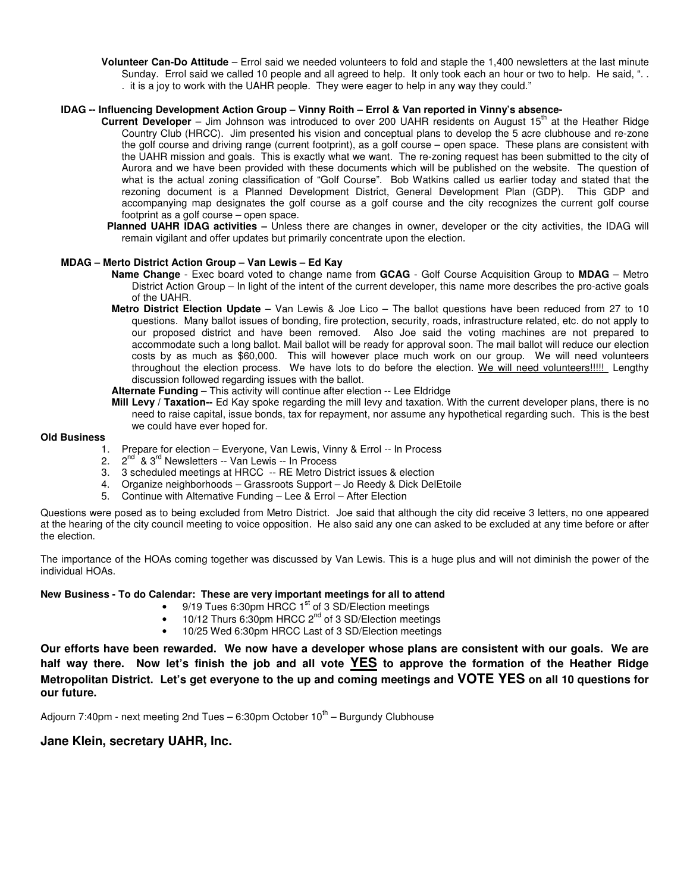**Volunteer Can-Do Attitude** – Errol said we needed volunteers to fold and staple the 1,400 newsletters at the last minute Sunday. Errol said we called 10 people and all agreed to help. It only took each an hour or two to help. He said, ". . . it is a joy to work with the UAHR people. They were eager to help in any way they could."

**IDAG -- Influencing Development Action Group – Vinny Roith – Errol & Van reported in Vinny's absence-**

**Current Developer** – Jim Johnson was introduced to over 200 UAHR residents on August 15th at the Heather Ridge Country Club (HRCC). Jim presented his vision and conceptual plans to develop the 5 acre clubhouse and re-zone the golf course and driving range (current footprint), as a golf course – open space. These plans are consistent with the UAHR mission and goals. This is exactly what we want. The re-zoning request has been submitted to the city of Aurora and we have been provided with these documents which will be published on the website. The question of what is the actual zoning classification of "Golf Course". Bob Watkins called us earlier today and stated that the rezoning document is a Planned Development District, General Development Plan (GDP). This GDP and accompanying map designates the golf course as a golf course and the city recognizes the current golf course footprint as a golf course – open space.

**Planned UAHR IDAG activities –** Unless there are changes in owner, developer or the city activities, the IDAG will remain vigilant and offer updates but primarily concentrate upon the election.

**MDAG – Merto District Action Group – Van Lewis – Ed Kay**

**Name Change** - Exec board voted to change name from **GCAG** - Golf Course Acquisition Group to **MDAG** – Metro District Action Group – In light of the intent of the current developer, this name more describes the pro-active goals of the UAHR.

**Metro District Election Update** – Van Lewis & Joe Lico – The ballot questions have been reduced from 27 to 10 questions. Many ballot issues of bonding, fire protection, security, roads, infrastructure related, etc. do not apply to our proposed district and have been removed. Also Joe said the voting machines are not prepared to accommodate such a long ballot. Mail ballot will be ready for approval soon. The mail ballot will reduce our election costs by as much as $60,000. This will however place much work on our group. We will need volunteers throughout the election process. We have lots to do before the election. We will need volunteers!!!!! Lengthy discussion followed regarding issues with the ballot.

**Alternate Funding** – This activity will continue after election -- Lee Eldridge

**Mill Levy / Taxation--** Ed Kay spoke regarding the mill levy and taxation. With the current developer plans, there is no need to raise capital, issue bonds, tax for repayment, nor assume any hypothetical regarding such. This is the best we could have ever hoped for.

**Old Business**

1. Prepare for election – Everyone, Van Lewis, Vinny & Errol -- In Process
2. 2nd & 3rd Newsletters -- Van Lewis -- In Process
3. 3 scheduled meetings at HRCC -- RE Metro District issues & election
4. Organize neighborhoods – Grassroots Support – Jo Reedy & Dick DelEtoile
5. Continue with Alternative Funding – Lee & Errol – After Election

Questions were posed as to being excluded from Metro District. Joe said that although the city did receive 3 letters, no one appeared at the hearing of the city council meeting to voice opposition. He also said any one can asked to be excluded at any time before or after the election.

The importance of the HOAs coming together was discussed by Van Lewis. This is a huge plus and will not diminish the power of the individual HOAs.

**New Business - To do Calendar: These are very important meetings for all to attend**

- 9/19 Tues 6:30pm HRCC 1st of 3 SD/Election meetings
- 10/12 Thurs 6:30pm HRCC 2nd of 3 SD/Election meetings
- 10/25 Wed 6:30pm HRCC Last of 3 SD/Election meetings

**Our efforts have been rewarded. We now have a developer whose plans are consistent with our goals. We are half way there. Now let's finish the job and all vote YES to approve the formation of the Heather Ridge Metropolitan District. Let's get everyone to the up and coming meetings and VOTE YES on all 10 questions for our future.**

Adjourn 7:40pm - next meeting 2nd Tues – 6:30pm October 10th – Burgundy Clubhouse

**Jane Klein, secretary UAHR, Inc.**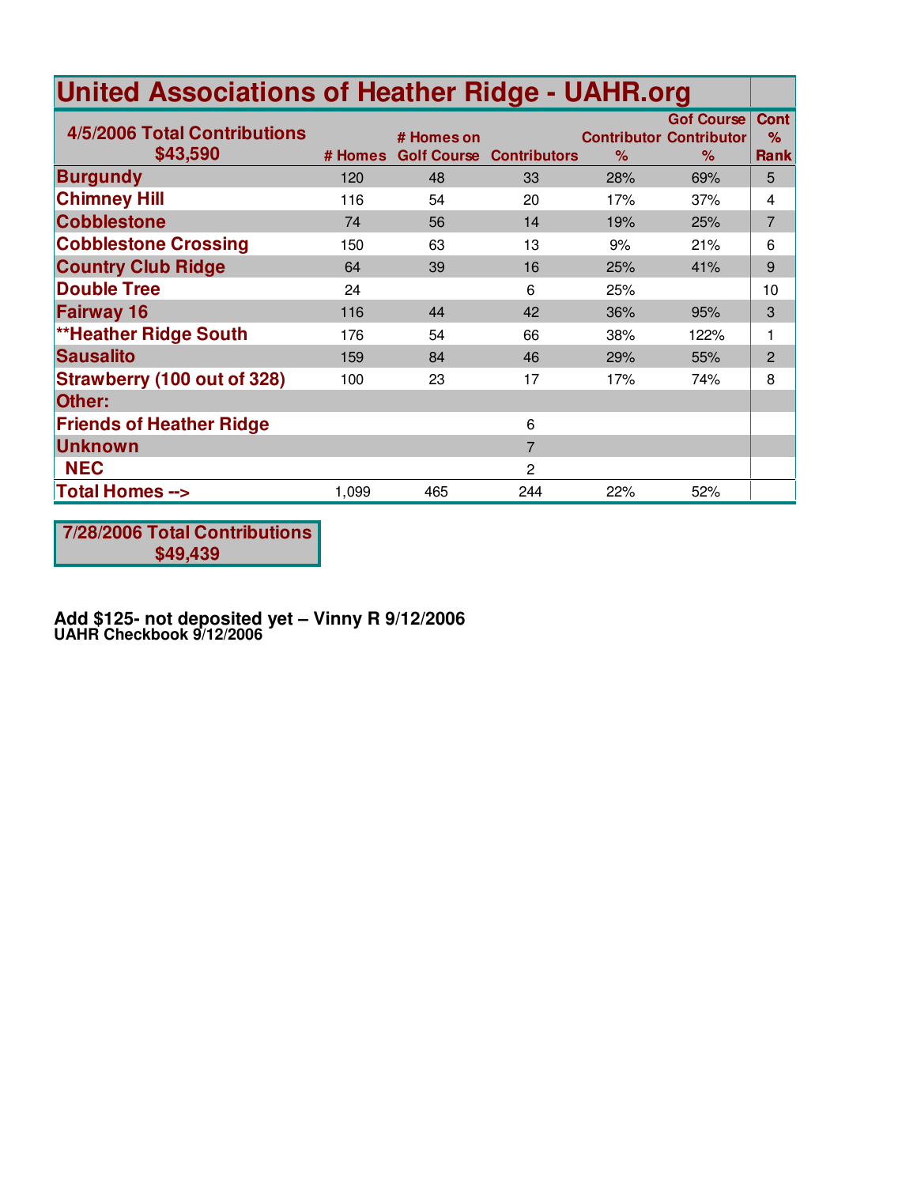# United Associations of Heather Ridge - UAHR.org

| 4/5/2006 Total Contributions $43,590 | # Homes | # Homes on Golf Course | Contributors | Contributor % | Gof Course Contributor % | Cont % Rank |
|---|---|---|---|---|---|---|
| **Burgundy** | 120 | 48 | 33 | 28% | 69% | 5 |
| **Chimney Hill** | 116 | 54 | 20 | 17% | 37% | 4 |
| **Cobblestone** | 74 | 56 | 14 | 19% | 25% | 7 |
| **Cobblestone Crossing** | 150 | 63 | 13 | 9% | 21% | 6 |
| **Country Club Ridge** | 64 | 39 | 16 | 25% | 41% | 9 |
| **Double Tree** | 24 | | 6 | 25% | | 10 |
| **Fairway 16** | 116 | 44 | 42 | 36% | 95% | 3 |
| **\*\*Heather Ridge South** | 176 | 54 | 66 | 38% | 122% | 1 |
| **Sausalito** | 159 | 84 | 46 | 29% | 55% | 2 |
| **Strawberry (100 out of 328)** | 100 | 23 | 17 | 17% | 74% | 8 |
| **Other:** | | | | | | |
| **Friends of Heather Ridge** | | | 6 | | | |
| **Unknown** | | | 7 | | | |
| **NEC** | | | 2 | | | |
| **Total Homes -->** | 1,099 | 465 | 244 | 22% | 52% | |

**7/28/2006 Total Contributions $49,439**

**Add $125- not deposited yet – Vinny R 9/12/2006**
**UAHR Checkbook 9/12/2006**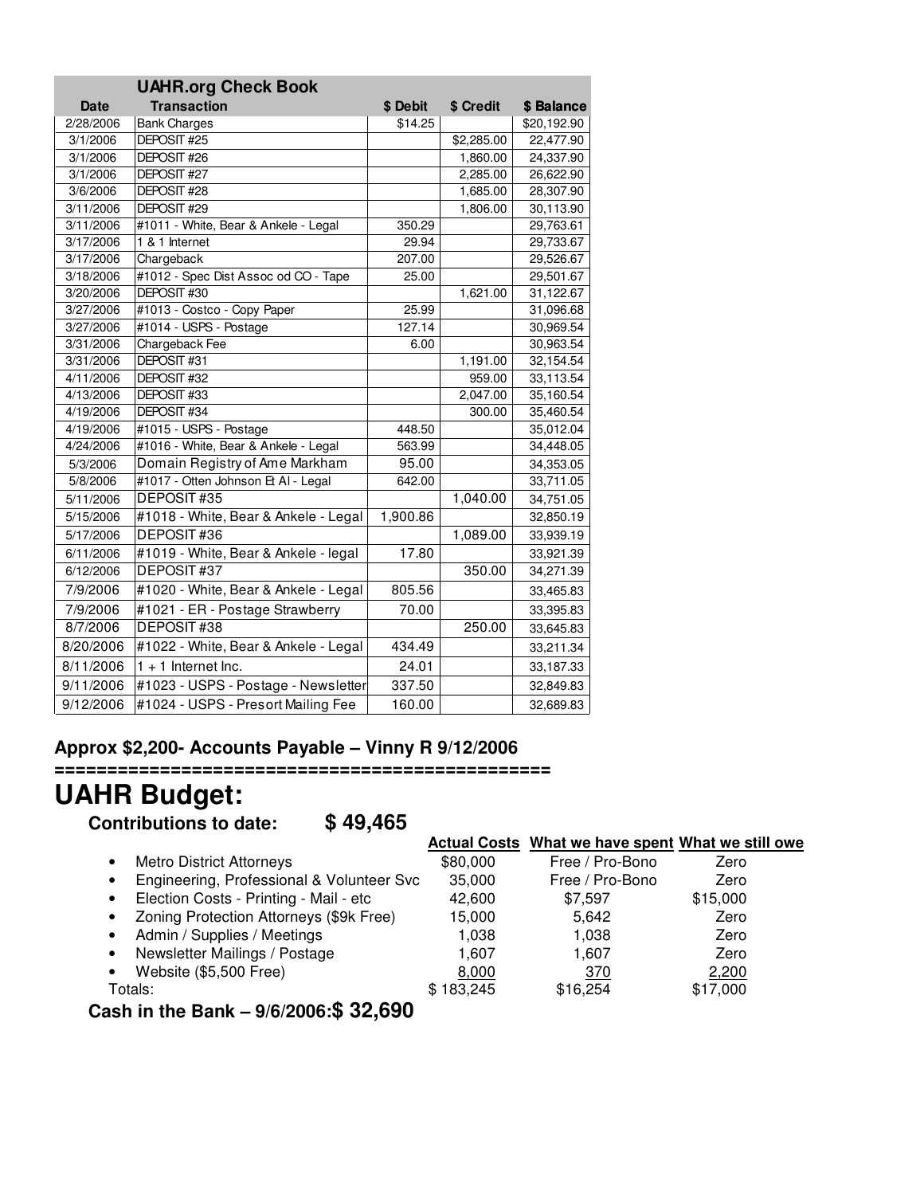| UAHR.org Check Book | | | | |
|---|---|---|---|---|
| **Date** | **Transaction** | **$ Debit** | **$ Credit** | **$ Balance** |
| 2/28/2006 | Bank Charges | $14.25 | | $20,192.90 |
| 3/1/2006 | DEPOSIT #25 | | $2,285.00 | 22,477.90 |
| 3/1/2006 | DEPOSIT #26 | | 1,860.00 | 24,337.90 |
| 3/1/2006 | DEPOSIT #27 | | 2,285.00 | 26,622.90 |
| 3/6/2006 | DEPOSIT #28 | | 1,685.00 | 28,307.90 |
| 3/11/2006 | DEPOSIT #29 | | 1,806.00 | 30,113.90 |
| 3/11/2006 | #1011 - White, Bear & Ankele - Legal | 350.29 | | 29,763.61 |
| 3/17/2006 | 1 & 1 Internet | 29.94 | | 29,733.67 |
| 3/17/2006 | Chargeback | 207.00 | | 29,526.67 |
| 3/18/2006 | #1012 - Spec Dist Assoc od CO - Tape | 25.00 | | 29,501.67 |
| 3/20/2006 | DEPOSIT #30 | | 1,621.00 | 31,122.67 |
| 3/27/2006 | #1013 - Costco - Copy Paper | 25.99 | | 31,096.68 |
| 3/27/2006 | #1014 - USPS - Postage | 127.14 | | 30,969.54 |
| 3/31/2006 | Chargeback Fee | 6.00 | | 30,963.54 |
| 3/31/2006 | DEPOSIT #31 | | 1,191.00 | 32,154.54 |
| 4/11/2006 | DEPOSIT #32 | | 959.00 | 33,113.54 |
| 4/13/2006 | DEPOSIT #33 | | 2,047.00 | 35,160.54 |
| 4/19/2006 | DEPOSIT #34 | | 300.00 | 35,460.54 |
| 4/19/2006 | #1015 - USPS - Postage | 448.50 | | 35,012.04 |
| 4/24/2006 | #1016 - White, Bear & Ankele - Legal | 563.99 | | 34,448.05 |
| 5/3/2006 | Domain Registry of Ame Markham | 95.00 | | 34,353.05 |
| 5/8/2006 | #1017 - Otten Johnson Et Al - Legal | 642.00 | | 33,711.05 |
| 5/11/2006 | DEPOSIT #35 | | 1,040.00 | 34,751.05 |
| 5/15/2006 | #1018 - White, Bear & Ankele - Legal | 1,900.86 | | 32,850.19 |
| 5/17/2006 | DEPOSIT #36 | | 1,089.00 | 33,939.19 |
| 6/11/2006 | #1019 - White, Bear & Ankele - legal | 17.80 | | 33,921.39 |
| 6/12/2006 | DEPOSIT #37 | | 350.00 | 34,271.39 |
| 7/9/2006 | #1020 - White, Bear & Ankele - Legal | 805.56 | | 33,465.83 |
| 7/9/2006 | #1021 - ER - Postage Strawberry | 70.00 | | 33,395.83 |
| 8/7/2006 | DEPOSIT #38 | | 250.00 | 33,645.83 |
| 8/20/2006 | #1022 - White, Bear & Ankele - Legal | 434.49 | | 33,211.34 |
| 8/11/2006 | 1 + 1 Internet Inc. | 24.01 | | 33,187.33 |
| 9/11/2006 | #1023 - USPS - Postage - Newsletter | 337.50 | | 32,849.83 |
| 9/12/2006 | #1024 - USPS - Presort Mailing Fee | 160.00 | | 32,689.83 |

**Approx $2,200- Accounts Payable – Vinny R 9/12/2006**

**==============================================**

# UAHR Budget:

**Contributions to date: $ 49,465**

| | Actual Costs | What we have spent | What we still owe |
|---|---|---|---|
| • Metro District Attorneys | $80,000 | Free / Pro-Bono | Zero |
| • Engineering, Professional & Volunteer Svc | 35,000 | Free / Pro-Bono | Zero |
| • Election Costs - Printing - Mail - etc | 42,600 | $7,597 | $15,000 |
| • Zoning Protection Attorneys ($9k Free) | 15,000 | 5,642 | Zero |
| • Admin / Supplies / Meetings | 1,038 | 1,038 | Zero |
| • Newsletter Mailings / Postage | 1,607 | 1,607 | Zero |
| • Website ($5,500 Free) | 8,000 | 370 | 2,200 |
| Totals: | $ 183,245 | $16,254 | $17,000 |

**Cash in the Bank – 9/6/2006: $ 32,690**